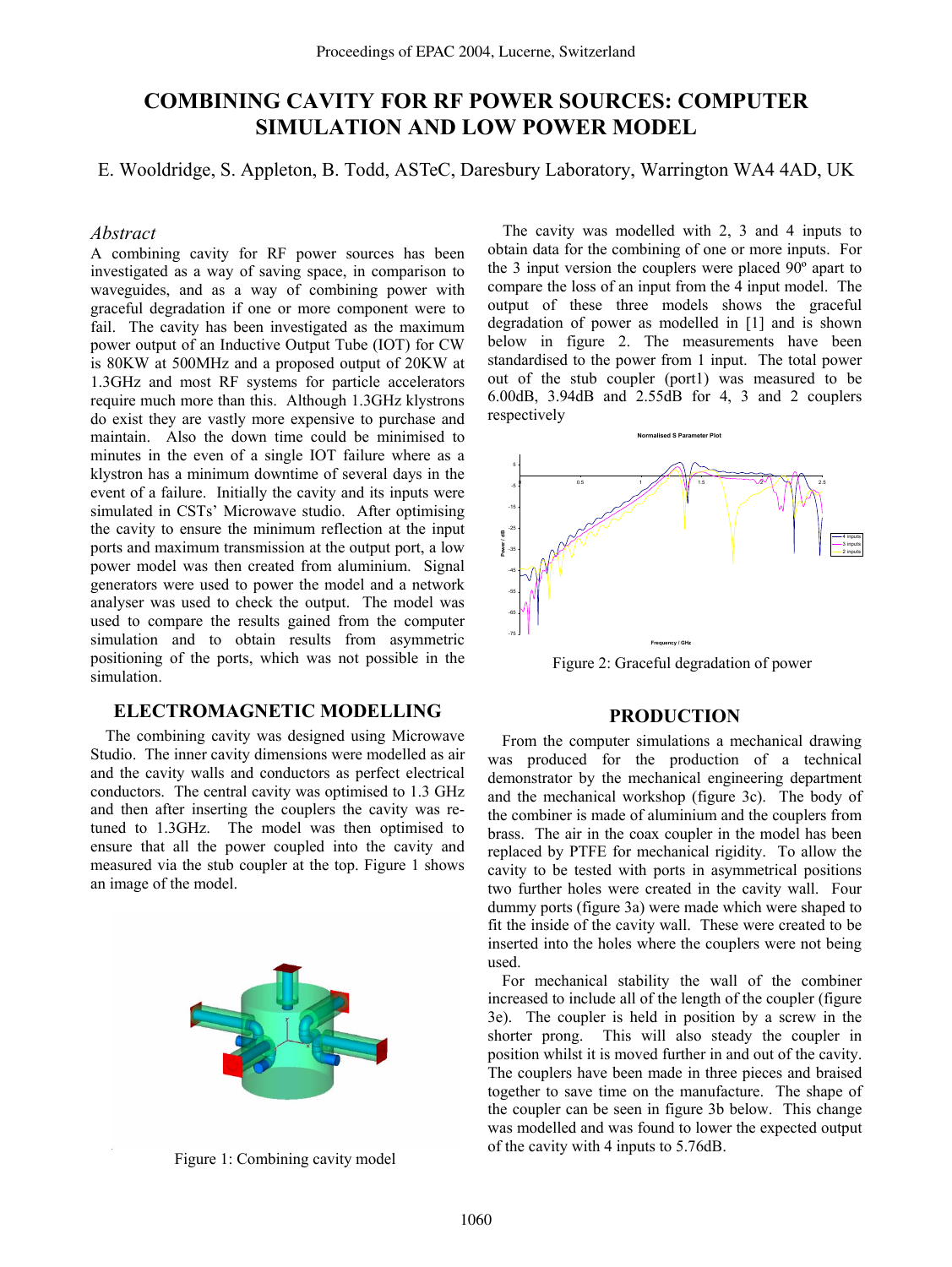# COMBINING CAVITY FOR RF POWER SOURCES: COMPUTER SIMULATION AND LOW POWER MODEL

E. Wooldridge, S. Appleton, B. Todd, ASTeC, Daresbury Laboratory, Warrington WA4 4AD, UK

## *Abstract*

A combining cavity for RF power sources has been investigated as a way of saving space, in comparison to waveguides, and as a way of combining power with graceful degradation if one or more component were to fail. The cavity has been investigated as the maximum power output of an Inductive Output Tube (IOT) for CW is 80KW at 500MHz and a proposed output of 20KW at 1.3GHz and most RF systems for particle accelerators require much more than this. Although 1.3GHz klystrons do exist they are vastly more expensive to purchase and maintain. Also the down time could be minimised to minutes in the even of a single IOT failure where as a klystron has a minimum downtime of several days in the event of a failure. Initially the cavity and its inputs were simulated in CSTs' Microwave studio. After optimising the cavity to ensure the minimum reflection at the input ports and maximum transmission at the output port, a low power model was then created from aluminium. Signal generators were used to power the model and a network analyser was used to check the output. The model was used to compare the results gained from the computer simulation and to obtain results from asymmetric positioning of the ports, which was not possible in the simulation.

## ELECTROMAGNETIC MODELLING

The combining cavity was designed using Microwave Studio. The inner cavity dimensions were modelled as air and the cavity walls and conductors as perfect electrical conductors. The central cavity was optimised to 1.3 GHz and then after inserting the couplers the cavity was re-tuned to 1.3GHz. The model was then optimised to ensure that all the power coupled into the cavity and measured via the stub coupler at the top. Figure 1 shows an image of the model.

Figure 1: Combining cavity model

The cavity was modelled with 2, 3 and 4 inputs to obtain data for the combining of one or more inputs. For the 3 input version the couplers were placed 90º apart to compare the loss of an input from the 4 input model. The output of these three models shows the graceful degradation of power as modelled in [1] and is shown below in figure 2. The measurements have been standardised to the power from 1 input. The total power out of the stub coupler (port1) was measured to be 6.00dB, 3.94dB and 2.55dB for 4, 3 and 2 couplers respectively

Figure 2: Graceful degradation of power

## PRODUCTION

From the computer simulations a mechanical drawing was produced for the production of a technical demonstrator by the mechanical engineering department and the mechanical workshop (figure 3c). The body of the combiner is made of aluminium and the couplers from brass. The air in the coax coupler in the model has been replaced by PTFE for mechanical rigidity. To allow the cavity to be tested with ports in asymmetrical positions two further holes were created in the cavity wall. Four dummy ports (figure 3a) were made which were shaped to fit the inside of the cavity wall. These were created to be inserted into the holes where the couplers were not being used.

For mechanical stability the wall of the combiner increased to include all of the length of the coupler (figure 3e). The coupler is held in position by a screw in the shorter prong. This will also steady the coupler in position whilst it is moved further in and out of the cavity. The couplers have been made in three pieces and braised together to save time on the manufacture. The shape of the coupler can be seen in figure 3b below. This change was modelled and was found to lower the expected output of the cavity with 4 inputs to 5.76dB.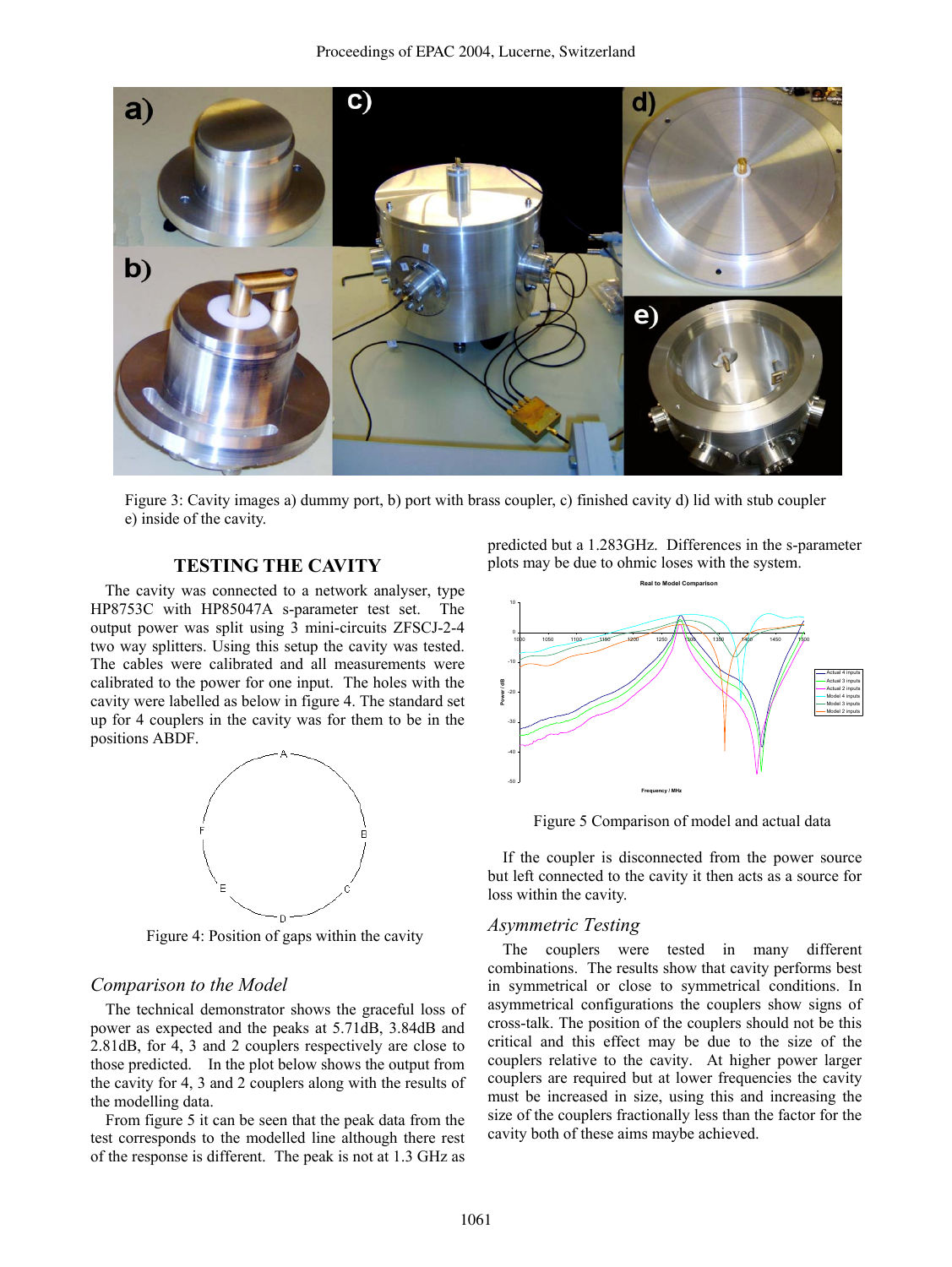Figure 3: Cavity images a) dummy port, b) port with brass coupler, c) finished cavity d) lid with stub coupler e) inside of the cavity.

## TESTING THE CAVITY

The cavity was connected to a network analyser, type HP8753C with HP85047A s-parameter test set. The output power was split using 3 mini-circuits ZFSCJ-2-4 two way splitters. Using this setup the cavity was tested. The cables were calibrated and all measurements were calibrated to the power for one input. The holes with the cavity were labelled as below in figure 4. The standard set up for 4 couplers in the cavity was for them to be in the positions ABDF.

Figure 4: Position of gaps within the cavity

### *Comparison to the Model*

The technical demonstrator shows the graceful loss of power as expected and the peaks at 5.71dB, 3.84dB and 2.81dB, for 4, 3 and 2 couplers respectively are close to those predicted. In the plot below shows the output from the cavity for 4, 3 and 2 couplers along with the results of the modelling data.

From figure 5 it can be seen that the peak data from the test corresponds to the modelled line although there rest of the response is different. The peak is not at 1.3 GHz as predicted but a 1.283GHz. Differences in the s-parameter plots may be due to ohmic loses with the system.

Figure 5 Comparison of model and actual data

If the coupler is disconnected from the power source but left connected to the cavity it then acts as a source for loss within the cavity.

### *Asymmetric Testing*

The couplers were tested in many different combinations. The results show that cavity performs best in symmetrical or close to symmetrical conditions. In asymmetrical configurations the couplers show signs of cross-talk. The position of the couplers should not be this critical and this effect may be due to the size of the couplers relative to the cavity. At higher power larger couplers are required but at lower frequencies the cavity must be increased in size, using this and increasing the size of the couplers fractionally less than the factor for the cavity both of these aims maybe achieved.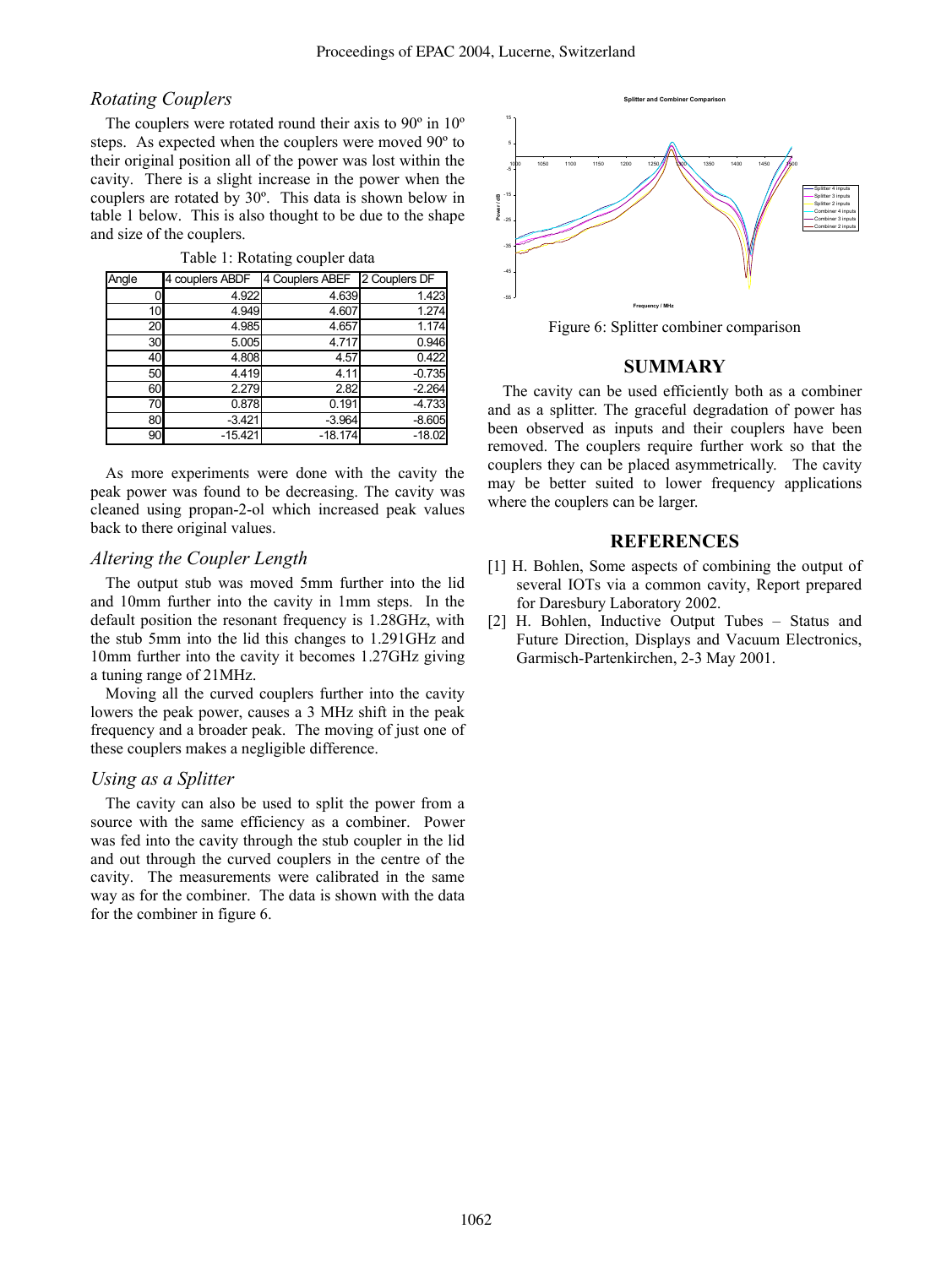### *Rotating Couplers*

The couplers were rotated round their axis to 90º in 10º steps. As expected when the couplers were moved 90º to their original position all of the power was lost within the cavity. There is a slight increase in the power when the couplers are rotated by 30º. This data is shown below in table 1 below. This is also thought to be due to the shape and size of the couplers.

Table 1: Rotating coupler data

| Angle | 4 couplers ABDF | 4 Couplers ABEF | 2 Couplers DF |
|---|---|---|---|
| 0 | 4.922 | 4.639 | 1.423 |
| 10 | 4.949 | 4.607 | 1.274 |
| 20 | 4.985 | 4.657 | 1.174 |
| 30 | 5.005 | 4.717 | 0.946 |
| 40 | 4.808 | 4.57 | 0.422 |
| 50 | 4.419 | 4.11 | -0.735 |
| 60 | 2.279 | 2.82 | -2.264 |
| 70 | 0.878 | 0.191 | -4.733 |
| 80 | -3.421 | -3.964 | -8.605 |
| 90 | -15.421 | -18.174 | -18.02 |

As more experiments were done with the cavity the peak power was found to be decreasing. The cavity was cleaned using propan-2-ol which increased peak values back to there original values.

### *Altering the Coupler Length*

The output stub was moved 5mm further into the lid and 10mm further into the cavity in 1mm steps. In the default position the resonant frequency is 1.28GHz, with the stub 5mm into the lid this changes to 1.291GHz and 10mm further into the cavity it becomes 1.27GHz giving a tuning range of 21MHz.

Moving all the curved couplers further into the cavity lowers the peak power, causes a 3 MHz shift in the peak frequency and a broader peak. The moving of just one of these couplers makes a negligible difference.

### *Using as a Splitter*

The cavity can also be used to split the power from a source with the same efficiency as a combiner. Power was fed into the cavity through the stub coupler in the lid and out through the curved couplers in the centre of the cavity. The measurements were calibrated in the same way as for the combiner. The data is shown with the data for the combiner in figure 6.

Splitter and Combiner Comparison

Power / dB

15
5
-5
-15
-25
-35
-45
-55

1000 1050 1100 1150 1200 1250 1300 1350 1400 1450 1500

Frequency / MHz

Splitter 4 inputs
Splitter 3 inputs
Splitter 2 inputs
Combiner 4 inputs
Combiner 3 inputs
Combiner 2 inputs

Figure 6: Splitter combiner comparison

## SUMMARY

The cavity can be used efficiently both as a combiner and as a splitter. The graceful degradation of power has been observed as inputs and their couplers have been removed. The couplers require further work so that the couplers they can be placed asymmetrically. The cavity may be better suited to lower frequency applications where the couplers can be larger.

## REFERENCES

[1] H. Bohlen, Some aspects of combining the output of several IOTs via a common cavity, Report prepared for Daresbury Laboratory 2002.

[2] H. Bohlen, Inductive Output Tubes – Status and Future Direction, Displays and Vacuum Electronics, Garmisch-Partenkirchen, 2-3 May 2001.